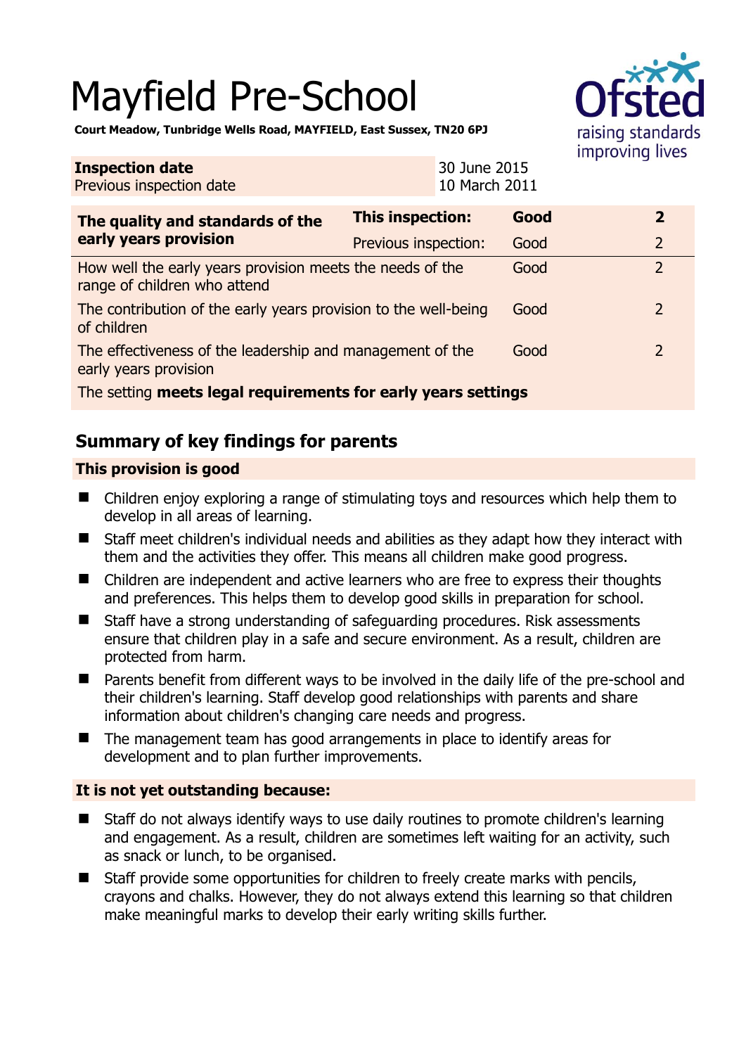# Mayfield Pre-School

**Court Meadow, Tunbridge Wells Road, MAYFIELD, East Sussex, TN20 6PJ**

| **Inspection date** | 30 June 2015 |
|---|---|
| Previous inspection date | 10 March 2011 |

| **The quality and standards of the early years provision** | **This inspection:** | **Good** | **2** |
|---|---|---|---|
| | Previous inspection: | Good | 2 |
| How well the early years provision meets the needs of the range of children who attend | | Good | 2 |
| The contribution of the early years provision to the well-being of children | | Good | 2 |
| The effectiveness of the leadership and management of the early years provision | | Good | 2 |
| The setting **meets legal requirements for early years settings** | | | |

## Summary of key findings for parents

### This provision is good

- Children enjoy exploring a range of stimulating toys and resources which help them to develop in all areas of learning.
- Staff meet children's individual needs and abilities as they adapt how they interact with them and the activities they offer. This means all children make good progress.
- Children are independent and active learners who are free to express their thoughts and preferences. This helps them to develop good skills in preparation for school.
- Staff have a strong understanding of safeguarding procedures. Risk assessments ensure that children play in a safe and secure environment. As a result, children are protected from harm.
- Parents benefit from different ways to be involved in the daily life of the pre-school and their children's learning. Staff develop good relationships with parents and share information about children's changing care needs and progress.
- The management team has good arrangements in place to identify areas for development and to plan further improvements.

### It is not yet outstanding because:

- Staff do not always identify ways to use daily routines to promote children's learning and engagement. As a result, children are sometimes left waiting for an activity, such as snack or lunch, to be organised.
- Staff provide some opportunities for children to freely create marks with pencils, crayons and chalks. However, they do not always extend this learning so that children make meaningful marks to develop their early writing skills further.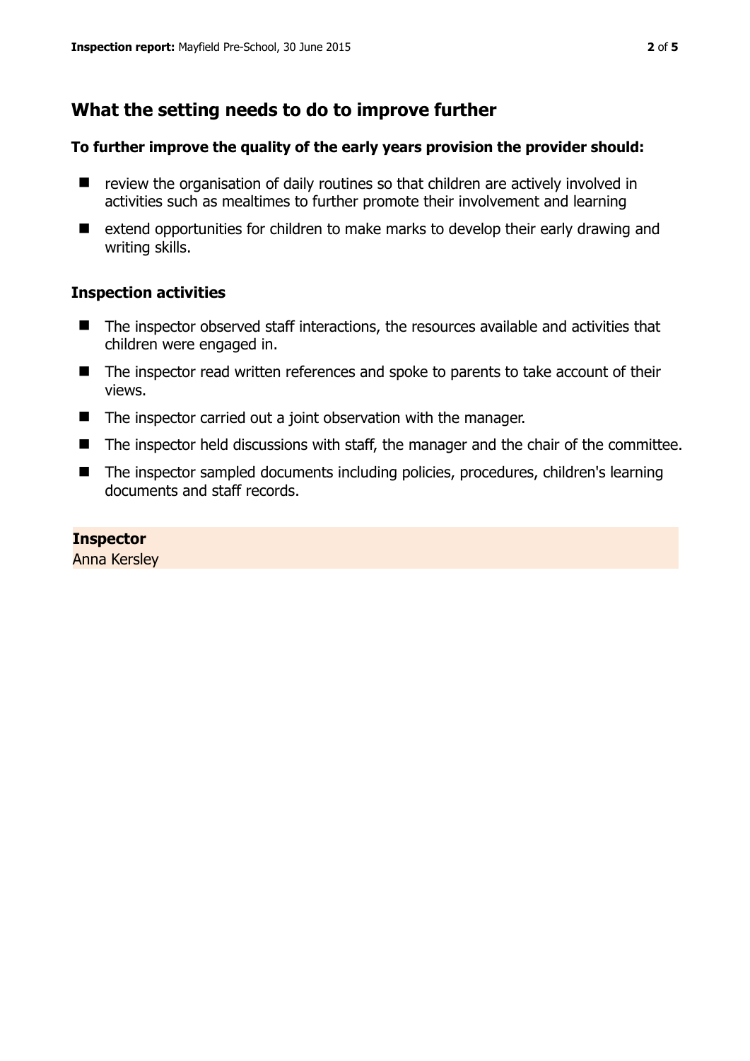## What the setting needs to do to improve further

**To further improve the quality of the early years provision the provider should:**

- review the organisation of daily routines so that children are actively involved in activities such as mealtimes to further promote their involvement and learning
- extend opportunities for children to make marks to develop their early drawing and writing skills.

### Inspection activities

- The inspector observed staff interactions, the resources available and activities that children were engaged in.
- The inspector read written references and spoke to parents to take account of their views.
- The inspector carried out a joint observation with the manager.
- The inspector held discussions with staff, the manager and the chair of the committee.
- The inspector sampled documents including policies, procedures, children's learning documents and staff records.

**Inspector**
Anna Kersley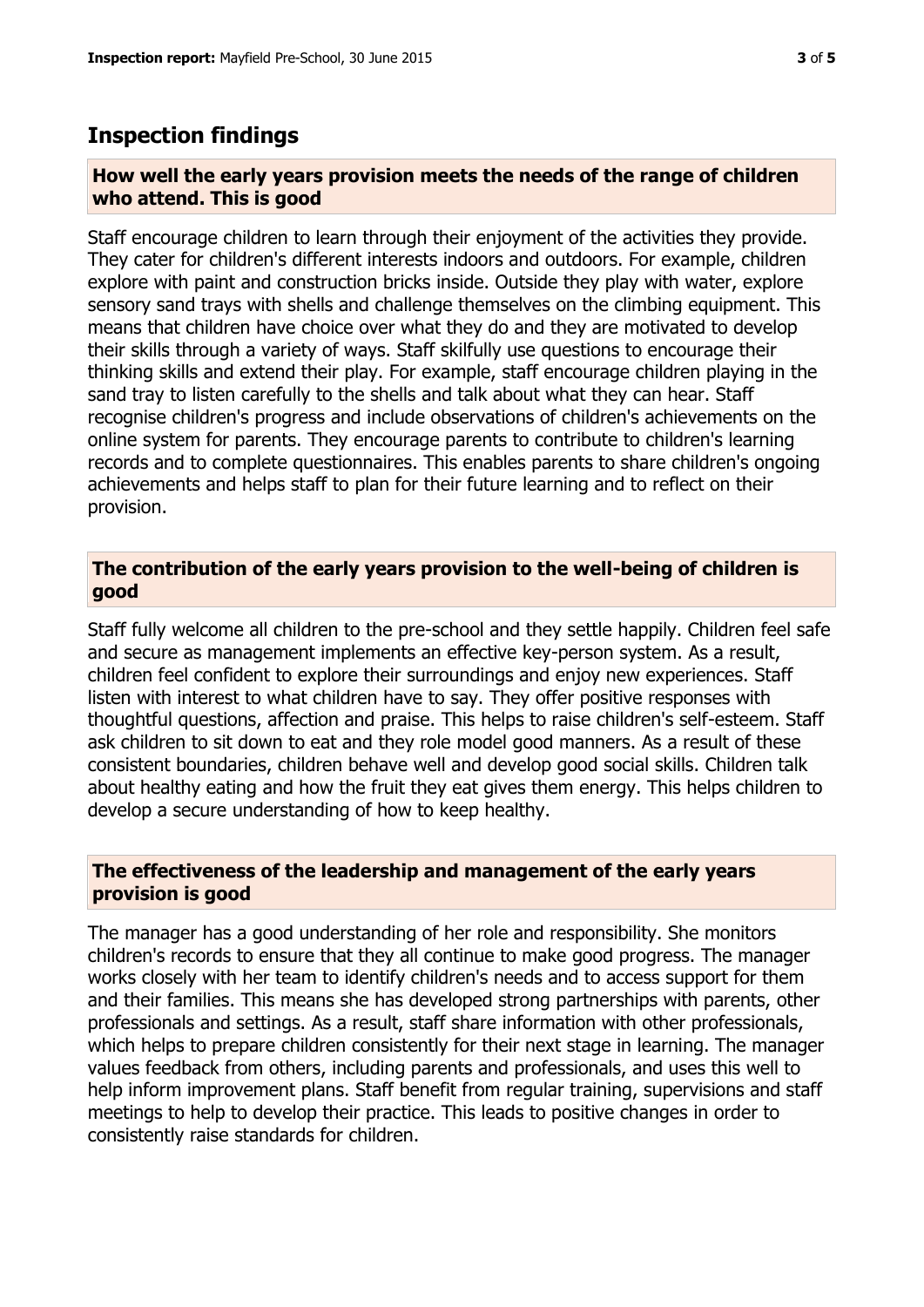## Inspection findings

### How well the early years provision meets the needs of the range of children who attend. This is good

Staff encourage children to learn through their enjoyment of the activities they provide. They cater for children's different interests indoors and outdoors. For example, children explore with paint and construction bricks inside. Outside they play with water, explore sensory sand trays with shells and challenge themselves on the climbing equipment. This means that children have choice over what they do and they are motivated to develop their skills through a variety of ways. Staff skilfully use questions to encourage their thinking skills and extend their play. For example, staff encourage children playing in the sand tray to listen carefully to the shells and talk about what they can hear. Staff recognise children's progress and include observations of children's achievements on the online system for parents. They encourage parents to contribute to children's learning records and to complete questionnaires. This enables parents to share children's ongoing achievements and helps staff to plan for their future learning and to reflect on their provision.

### The contribution of the early years provision to the well-being of children is good

Staff fully welcome all children to the pre-school and they settle happily. Children feel safe and secure as management implements an effective key-person system. As a result, children feel confident to explore their surroundings and enjoy new experiences. Staff listen with interest to what children have to say. They offer positive responses with thoughtful questions, affection and praise. This helps to raise children's self-esteem. Staff ask children to sit down to eat and they role model good manners. As a result of these consistent boundaries, children behave well and develop good social skills. Children talk about healthy eating and how the fruit they eat gives them energy. This helps children to develop a secure understanding of how to keep healthy.

### The effectiveness of the leadership and management of the early years provision is good

The manager has a good understanding of her role and responsibility. She monitors children's records to ensure that they all continue to make good progress. The manager works closely with her team to identify children's needs and to access support for them and their families. This means she has developed strong partnerships with parents, other professionals and settings. As a result, staff share information with other professionals, which helps to prepare children consistently for their next stage in learning. The manager values feedback from others, including parents and professionals, and uses this well to help inform improvement plans. Staff benefit from regular training, supervisions and staff meetings to help to develop their practice. This leads to positive changes in order to consistently raise standards for children.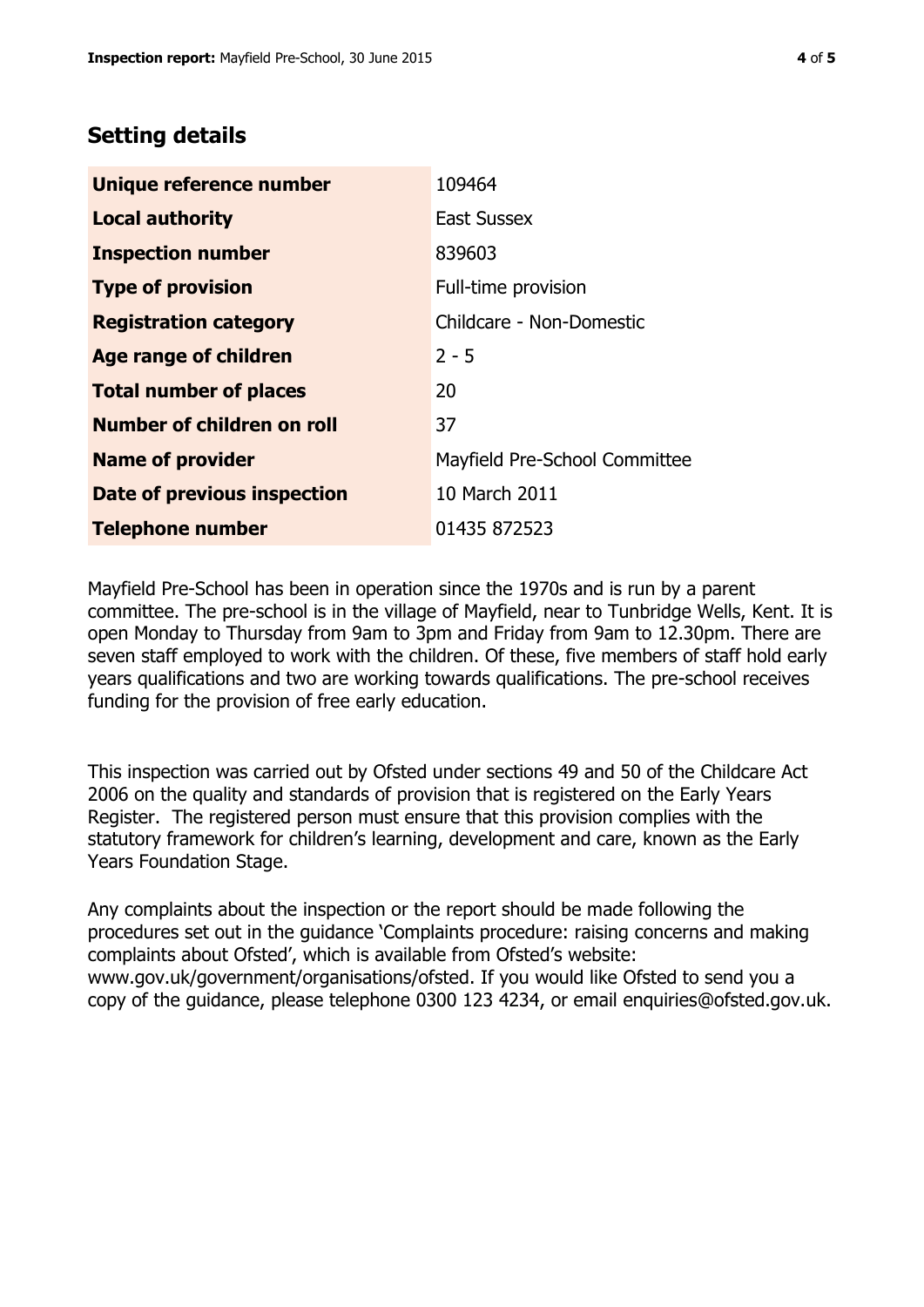## Setting details

| | |
|---|---|
| **Unique reference number** | 109464 |
| **Local authority** | East Sussex |
| **Inspection number** | 839603 |
| **Type of provision** | Full-time provision |
| **Registration category** | Childcare - Non-Domestic |
| **Age range of children** | 2 - 5 |
| **Total number of places** | 20 |
| **Number of children on roll** | 37 |
| **Name of provider** | Mayfield Pre-School Committee |
| **Date of previous inspection** | 10 March 2011 |
| **Telephone number** | 01435 872523 |

Mayfield Pre-School has been in operation since the 1970s and is run by a parent committee. The pre-school is in the village of Mayfield, near to Tunbridge Wells, Kent. It is open Monday to Thursday from 9am to 3pm and Friday from 9am to 12.30pm. There are seven staff employed to work with the children. Of these, five members of staff hold early years qualifications and two are working towards qualifications. The pre-school receives funding for the provision of free early education.

This inspection was carried out by Ofsted under sections 49 and 50 of the Childcare Act 2006 on the quality and standards of provision that is registered on the Early Years Register. The registered person must ensure that this provision complies with the statutory framework for children's learning, development and care, known as the Early Years Foundation Stage.

Any complaints about the inspection or the report should be made following the procedures set out in the guidance 'Complaints procedure: raising concerns and making complaints about Ofsted', which is available from Ofsted's website: www.gov.uk/government/organisations/ofsted. If you would like Ofsted to send you a copy of the guidance, please telephone 0300 123 4234, or email enquiries@ofsted.gov.uk.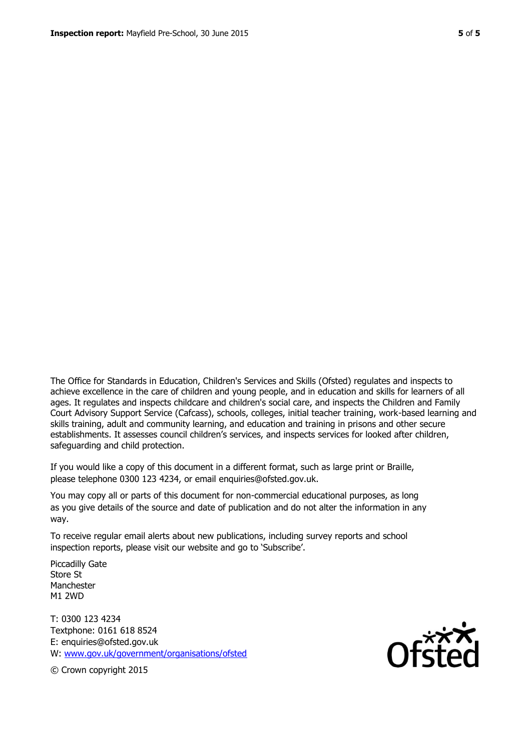The Office for Standards in Education, Children's Services and Skills (Ofsted) regulates and inspects to achieve excellence in the care of children and young people, and in education and skills for learners of all ages. It regulates and inspects childcare and children's social care, and inspects the Children and Family Court Advisory Support Service (Cafcass), schools, colleges, initial teacher training, work-based learning and skills training, adult and community learning, and education and training in prisons and other secure establishments. It assesses council children's services, and inspects services for looked after children, safeguarding and child protection.

If you would like a copy of this document in a different format, such as large print or Braille, please telephone 0300 123 4234, or email enquiries@ofsted.gov.uk.

You may copy all or parts of this document for non-commercial educational purposes, as long as you give details of the source and date of publication and do not alter the information in any way.

To receive regular email alerts about new publications, including survey reports and school inspection reports, please visit our website and go to 'Subscribe'.

Piccadilly Gate
Store St
Manchester
M1 2WD

T: 0300 123 4234
Textphone: 0161 618 8524
E: enquiries@ofsted.gov.uk
W: [www.gov.uk/government/organisations/ofsted](www.gov.uk/government/organisations/ofsted)

© Crown copyright 2015

Ofsted